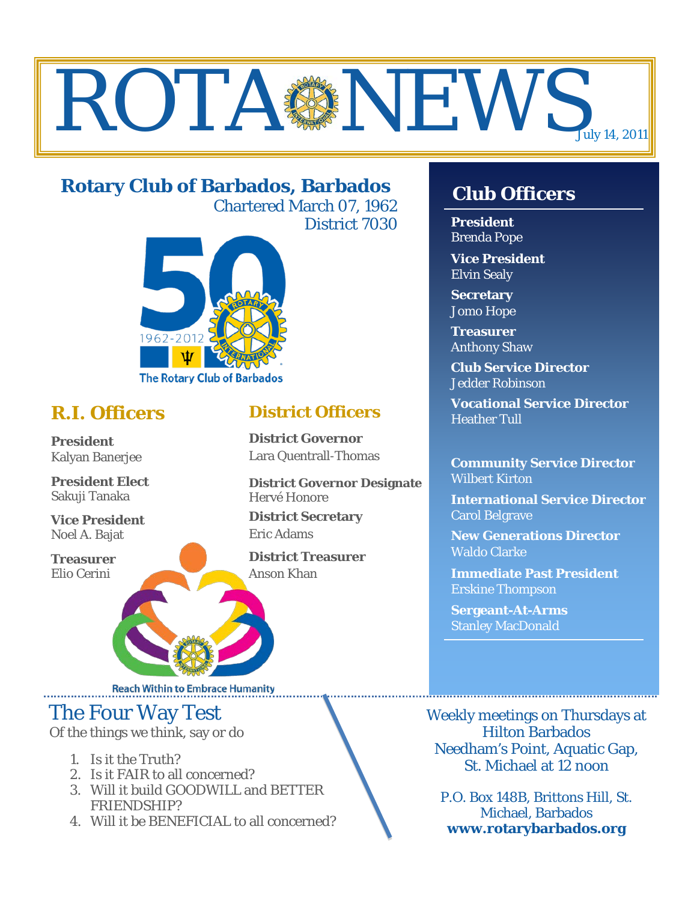# ROTA NEWS

July 14, 2011

## Rotary Club of Barbados, Barbados

Chartered March 07, 1962

District 7030

1962-2012

The Rotary Club of Barbados

## R.I. Officers

**President**
Kalyan Banerjee

**President Elect**
Sakuji Tanaka

**Vice President**
Noel A. Bajat

**Treasurer**
Elio Cerini

## District Officers

**District Governor**
Lara Quentrall-Thomas

**District Governor Designate**
Hervé Honore

**District Secretary**
Eric Adams

**District Treasurer**
Anson Khan

Reach Within to Embrace Humanity

## Club Officers

**President**
Brenda Pope

**Vice President**
Elvin Sealy

**Secretary**
Jomo Hope

**Treasurer**
Anthony Shaw

**Club Service Director**
Jedder Robinson

**Vocational Service Director**
Heather Tull

**Community Service Director**
Wilbert Kirton

**International Service Director**
Carol Belgrave

**New Generations Director**
Waldo Clarke

**Immediate Past President**
Erskine Thompson

**Sergeant-At-Arms**
Stanley MacDonald

## The Four Way Test

Of the things we think, say or do

1. Is it the Truth?
2. Is it FAIR to all concerned?
3. Will it build GOODWILL and BETTER FRIENDSHIP?
4. Will it be BENEFICIAL to all concerned?

Weekly meetings on Thursdays at Hilton Barbados Needham's Point, Aquatic Gap, St. Michael at 12 noon

P.O. Box 148B, Brittons Hill, St. Michael, Barbados
**www.rotarybarbados.org**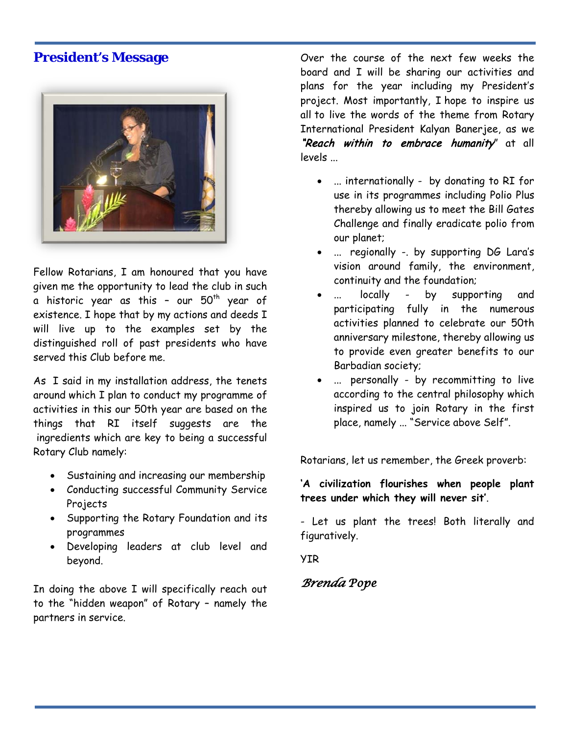## President's Message

Fellow Rotarians, I am honoured that you have given me the opportunity to lead the club in such a historic year as this – our 50th year of existence. I hope that by my actions and deeds I will live up to the examples set by the distinguished roll of past presidents who have served this Club before me.

As I said in my installation address, the tenets around which I plan to conduct my programme of activities in this our 50th year are based on the things that RI itself suggests are the ingredients which are key to being a successful Rotary Club namely:

- Sustaining and increasing our membership
- Conducting successful Community Service Projects
- Supporting the Rotary Foundation and its programmes
- Developing leaders at club level and beyond.

In doing the above I will specifically reach out to the "hidden weapon" of Rotary – namely the partners in service.

Over the course of the next few weeks the board and I will be sharing our activities and plans for the year including my President's project. Most importantly, I hope to inspire us all to live the words of the theme from Rotary International President Kalyan Banerjee, as we ***"Reach within to embrace humanity"*** at all levels ...

- ... internationally - by donating to RI for use in its programmes including Polio Plus thereby allowing us to meet the Bill Gates Challenge and finally eradicate polio from our planet;
- ... regionally -. by supporting DG Lara's vision around family, the environment, continuity and the foundation;
- ... locally - by supporting and participating fully in the numerous activities planned to celebrate our 50th anniversary milestone, thereby allowing us to provide even greater benefits to our Barbadian society;
- ... personally - by recommitting to live according to the central philosophy which inspired us to join Rotary in the first place, namely ... "Service above Self".

Rotarians, let us remember, the Greek proverb:

**'A civilization flourishes when people plant trees under which they will never sit'**.

- Let us plant the trees! Both literally and figuratively.

YIR

*Brenda Pope*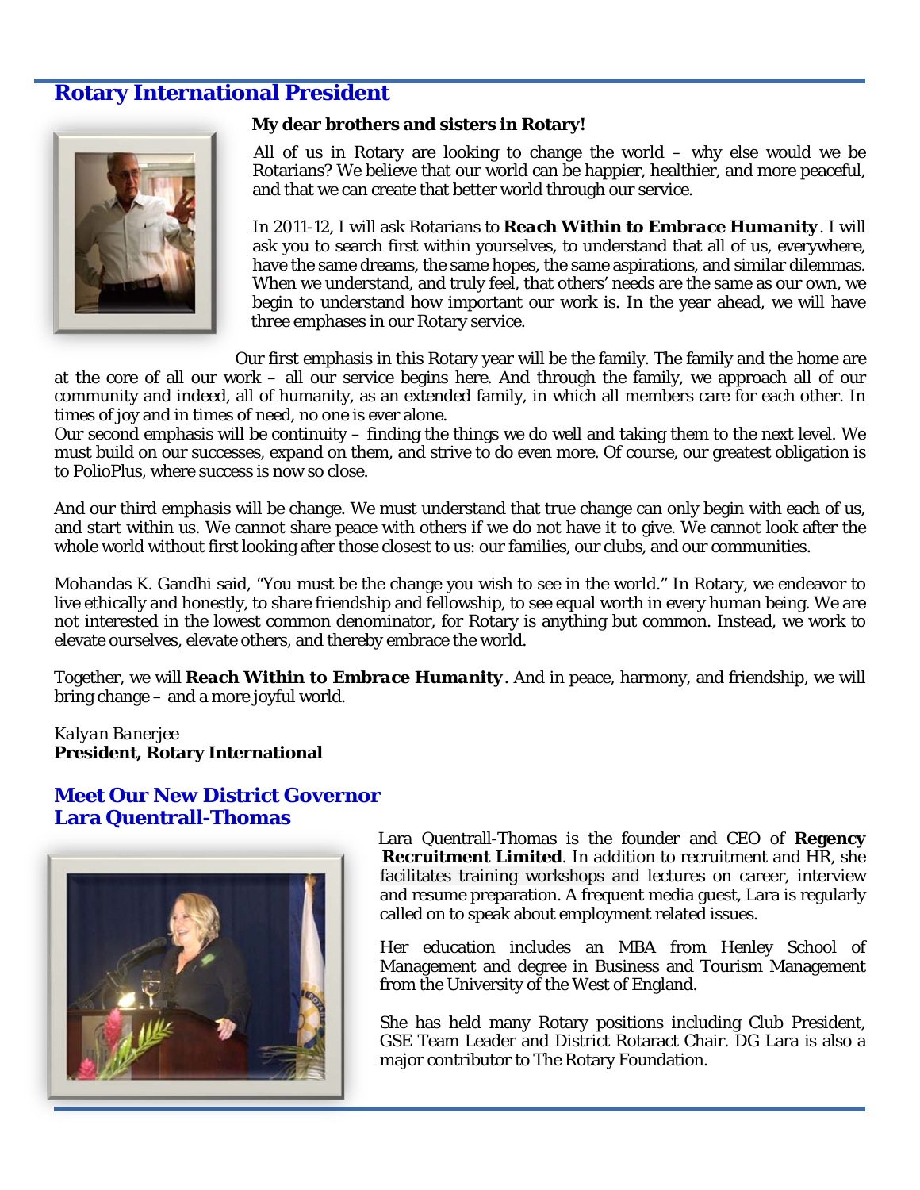## Rotary International President

**My dear brothers and sisters in Rotary!**

All of us in Rotary are looking to change the world – why else would we be Rotarians? We believe that our world can be happier, healthier, and more peaceful, and that we can create that better world through our service.

In 2011-12, I will ask Rotarians to ***Reach Within to Embrace Humanity***. I will ask you to search first within yourselves, to understand that all of us, everywhere, have the same dreams, the same hopes, the same aspirations, and similar dilemmas. When we understand, and truly feel, that others' needs are the same as our own, we begin to understand how important our work is. In the year ahead, we will have three emphases in our Rotary service.

Our first emphasis in this Rotary year will be the family. The family and the home are at the core of all our work – all our service begins here. And through the family, we approach all of our community and indeed, all of humanity, as an extended family, in which all members care for each other. In times of joy and in times of need, no one is ever alone.

Our second emphasis will be continuity – finding the things we do well and taking them to the next level. We must build on our successes, expand on them, and strive to do even more. Of course, our greatest obligation is to PolioPlus, where success is now so close.

And our third emphasis will be change. We must understand that true change can only begin with each of us, and start within us. We cannot share peace with others if we do not have it to give. We cannot look after the whole world without first looking after those closest to us: our families, our clubs, and our communities.

Mohandas K. Gandhi said, "You must be the change you wish to see in the world." In Rotary, we endeavor to live ethically and honestly, to share friendship and fellowship, to see equal worth in every human being. We are not interested in the lowest common denominator, for Rotary is anything but common. Instead, we work to elevate ourselves, elevate others, and thereby embrace the world.

Together, we will ***Reach Within to Embrace Humanity***. And in peace, harmony, and friendship, we will bring change – and a more joyful world.

*Kalyan Banerjee*
**President, Rotary International**

## Meet Our New District Governor Lara Quentrall-Thomas

Lara Quentrall-Thomas is the founder and CEO of **Regency Recruitment Limited**. In addition to recruitment and HR, she facilitates training workshops and lectures on career, interview and resume preparation. A frequent media guest, Lara is regularly called on to speak about employment related issues.

Her education includes an MBA from Henley School of Management and degree in Business and Tourism Management from the University of the West of England.

She has held many Rotary positions including Club President, GSE Team Leader and District Rotaract Chair. DG Lara is also a major contributor to The Rotary Foundation.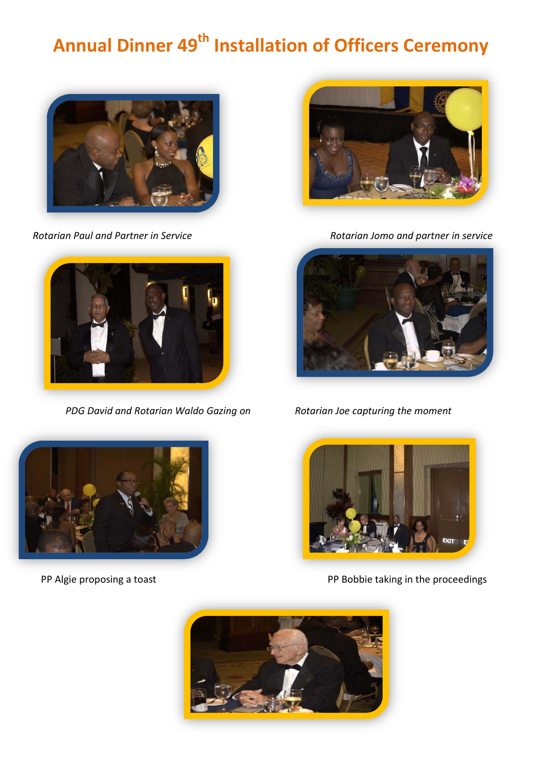# Annual Dinner 49th Installation of Officers Ceremony

*Rotarian Paul and Partner in Service*

*Rotarian Jomo and partner in service*

*PDG David and Rotarian Waldo Gazing on*

*Rotarian Joe capturing the moment*

PP Algie proposing a toast

PP Bobbie taking in the proceedings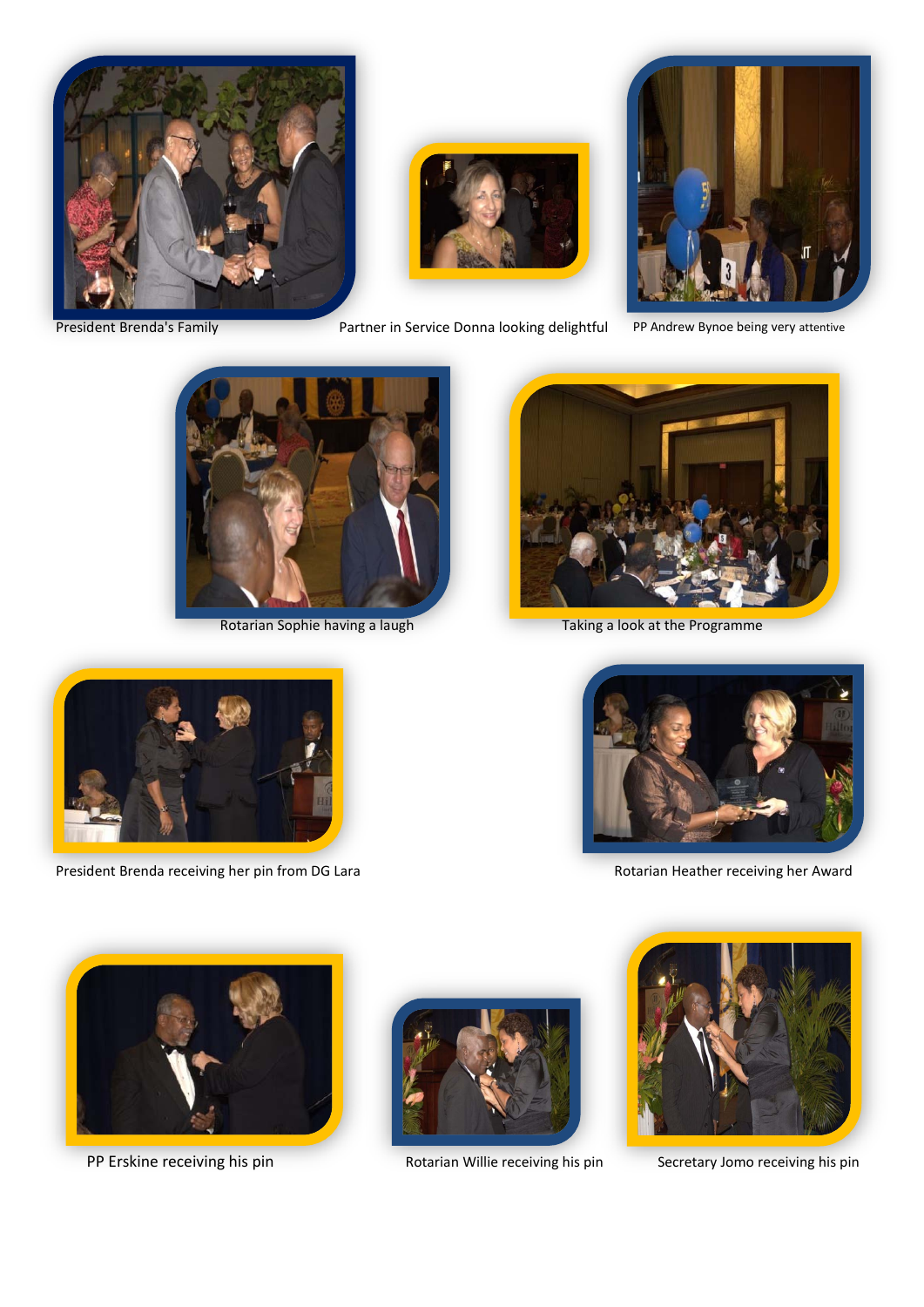President Brenda's Family

Partner in Service Donna looking delightful

PP Andrew Bynoe being very attentive

Rotarian Sophie having a laugh

Taking a look at the Programme

President Brenda receiving her pin from DG Lara

Rotarian Heather receiving her Award

PP Erskine receiving his pin

Rotarian Willie receiving his pin

Secretary Jomo receiving his pin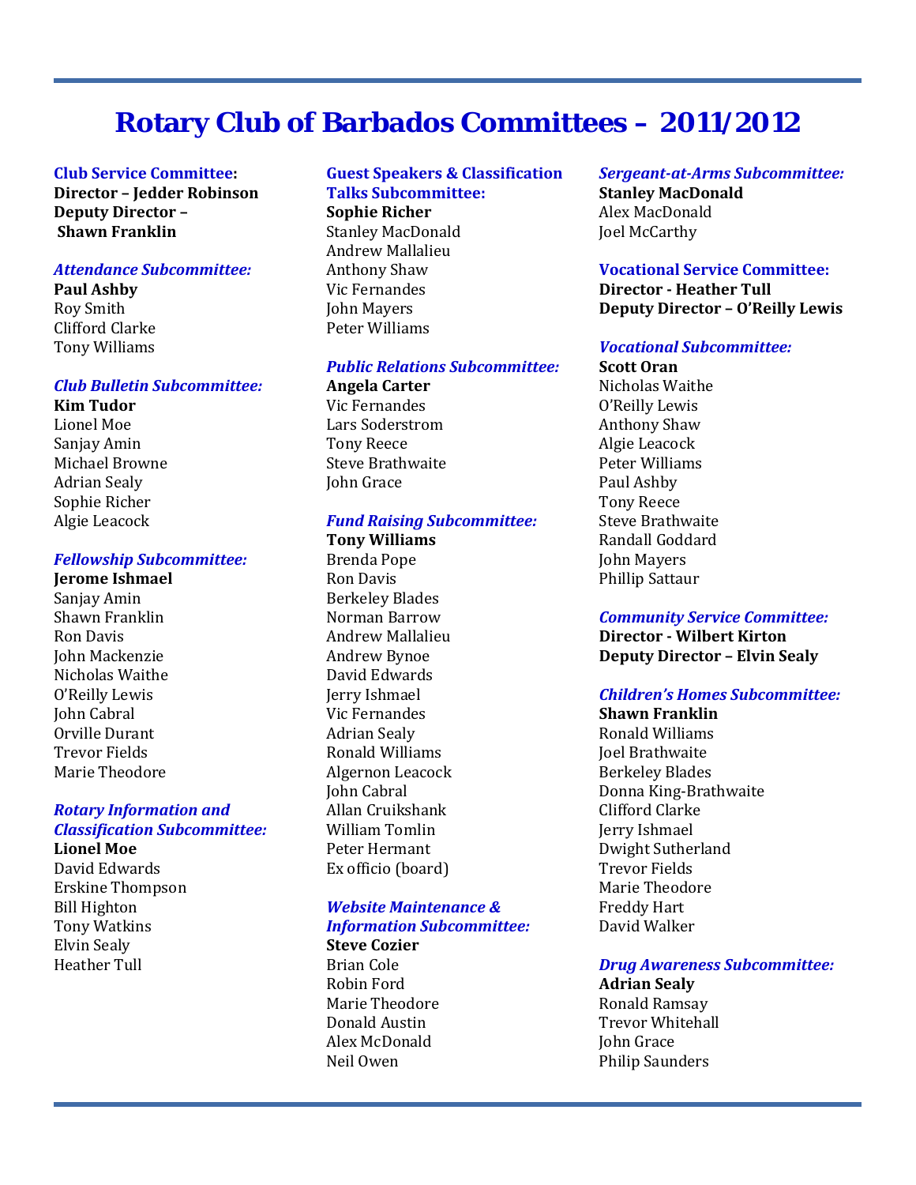# Rotary Club of Barbados Committees – 2011/2012

**Club Service Committee:**
**Director – Jedder Robinson**
**Deputy Director – Shawn Franklin**

*Attendance Subcommittee:*
**Paul Ashby**
Roy Smith
Clifford Clarke
Tony Williams

*Club Bulletin Subcommittee:*
**Kim Tudor**
Lionel Moe
Sanjay Amin
Michael Browne
Adrian Sealy
Sophie Richer
Algie Leacock

*Fellowship Subcommittee:*
**Jerome Ishmael**
Sanjay Amin
Shawn Franklin
Ron Davis
John Mackenzie
Nicholas Waithe
O'Reilly Lewis
John Cabral
Orville Durant
Trevor Fields
Marie Theodore

*Rotary Information and Classification Subcommittee:*
**Lionel Moe**
David Edwards
Erskine Thompson
Bill Highton
Tony Watkins
Elvin Sealy
Heather Tull

**Guest Speakers & Classification Talks Subcommittee:**
**Sophie Richer**
Stanley MacDonald
Andrew Mallalieu
Anthony Shaw
Vic Fernandes
John Mayers
Peter Williams

*Public Relations Subcommittee:*
**Angela Carter**
Vic Fernandes
Lars Soderstrom
Tony Reece
Steve Brathwaite
John Grace

*Fund Raising Subcommittee:*
**Tony Williams**
Brenda Pope
Ron Davis
Berkeley Blades
Norman Barrow
Andrew Mallalieu
Andrew Bynoe
David Edwards
Jerry Ishmael
Vic Fernandes
Adrian Sealy
Ronald Williams
Algernon Leacock
John Cabral
Allan Cruikshank
William Tomlin
Peter Hermant
Ex officio (board)

*Website Maintenance & Information Subcommittee:*
**Steve Cozier**
Brian Cole
Robin Ford
Marie Theodore
Donald Austin
Alex McDonald
Neil Owen

*Sergeant-at-Arms Subcommittee:*
**Stanley MacDonald**
Alex MacDonald
Joel McCarthy

**Vocational Service Committee:**
**Director - Heather Tull**
**Deputy Director – O'Reilly Lewis**

*Vocational Subcommittee:*
**Scott Oran**
Nicholas Waithe
O'Reilly Lewis
Anthony Shaw
Algie Leacock
Peter Williams
Paul Ashby
Tony Reece
Steve Brathwaite
Randall Goddard
John Mayers
Phillip Sattaur

*Community Service Committee:*
**Director - Wilbert Kirton**
**Deputy Director – Elvin Sealy**

*Children's Homes Subcommittee:*
**Shawn Franklin**
Ronald Williams
Joel Brathwaite
Berkeley Blades
Donna King-Brathwaite
Clifford Clarke
Jerry Ishmael
Dwight Sutherland
Trevor Fields
Marie Theodore
Freddy Hart
David Walker

*Drug Awareness Subcommittee:*
**Adrian Sealy**
Ronald Ramsay
Trevor Whitehall
John Grace
Philip Saunders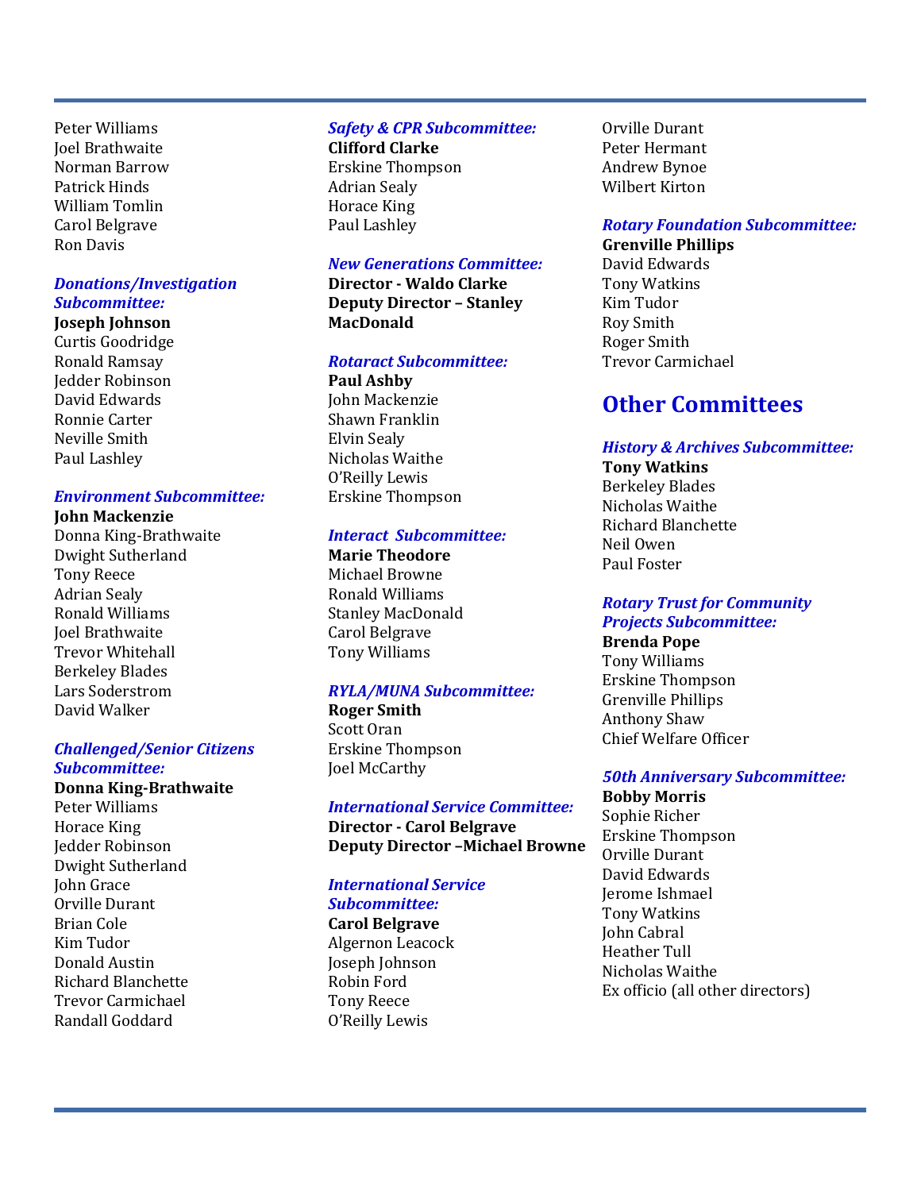Peter Williams
Joel Brathwaite
Norman Barrow
Patrick Hinds
William Tomlin
Carol Belgrave
Ron Davis

### *Donations/Investigation Subcommittee:*

**Joseph Johnson**
Curtis Goodridge
Ronald Ramsay
Jedder Robinson
David Edwards
Ronnie Carter
Neville Smith
Paul Lashley

### *Environment Subcommittee:*

**John Mackenzie**
Donna King-Brathwaite
Dwight Sutherland
Tony Reece
Adrian Sealy
Ronald Williams
Joel Brathwaite
Trevor Whitehall
Berkeley Blades
Lars Soderstrom
David Walker

### *Challenged/Senior Citizens Subcommittee:*

**Donna King-Brathwaite**
Peter Williams
Horace King
Jedder Robinson
Dwight Sutherland
John Grace
Orville Durant
Brian Cole
Kim Tudor
Donald Austin
Richard Blanchette
Trevor Carmichael
Randall Goddard

### *Safety & CPR Subcommittee:*

**Clifford Clarke**
Erskine Thompson
Adrian Sealy
Horace King
Paul Lashley

### *New Generations Committee:*

**Director - Waldo Clarke**
**Deputy Director – Stanley MacDonald**

### *Rotaract Subcommittee:*

**Paul Ashby**
John Mackenzie
Shawn Franklin
Elvin Sealy
Nicholas Waithe
O'Reilly Lewis
Erskine Thompson

### *Interact Subcommittee:*

**Marie Theodore**
Michael Browne
Ronald Williams
Stanley MacDonald
Carol Belgrave
Tony Williams

### *RYLA/MUNA Subcommittee:*

**Roger Smith**
Scott Oran
Erskine Thompson
Joel McCarthy

### *International Service Committee:*

**Director - Carol Belgrave**
**Deputy Director –Michael Browne**

### *International Service Subcommittee:*

**Carol Belgrave**
Algernon Leacock
Joseph Johnson
Robin Ford
Tony Reece
O'Reilly Lewis
Orville Durant
Peter Hermant
Andrew Bynoe
Wilbert Kirton

### *Rotary Foundation Subcommittee:*

**Grenville Phillips**
David Edwards
Tony Watkins
Kim Tudor
Roy Smith
Roger Smith
Trevor Carmichael

## Other Committees

### *History & Archives Subcommittee:*

**Tony Watkins**
Berkeley Blades
Nicholas Waithe
Richard Blanchette
Neil Owen
Paul Foster

### *Rotary Trust for Community Projects Subcommittee:*

**Brenda Pope**
Tony Williams
Erskine Thompson
Grenville Phillips
Anthony Shaw
Chief Welfare Officer

### *50th Anniversary Subcommittee:*

**Bobby Morris**
Sophie Richer
Erskine Thompson
Orville Durant
David Edwards
Jerome Ishmael
Tony Watkins
John Cabral
Heather Tull
Nicholas Waithe
Ex officio (all other directors)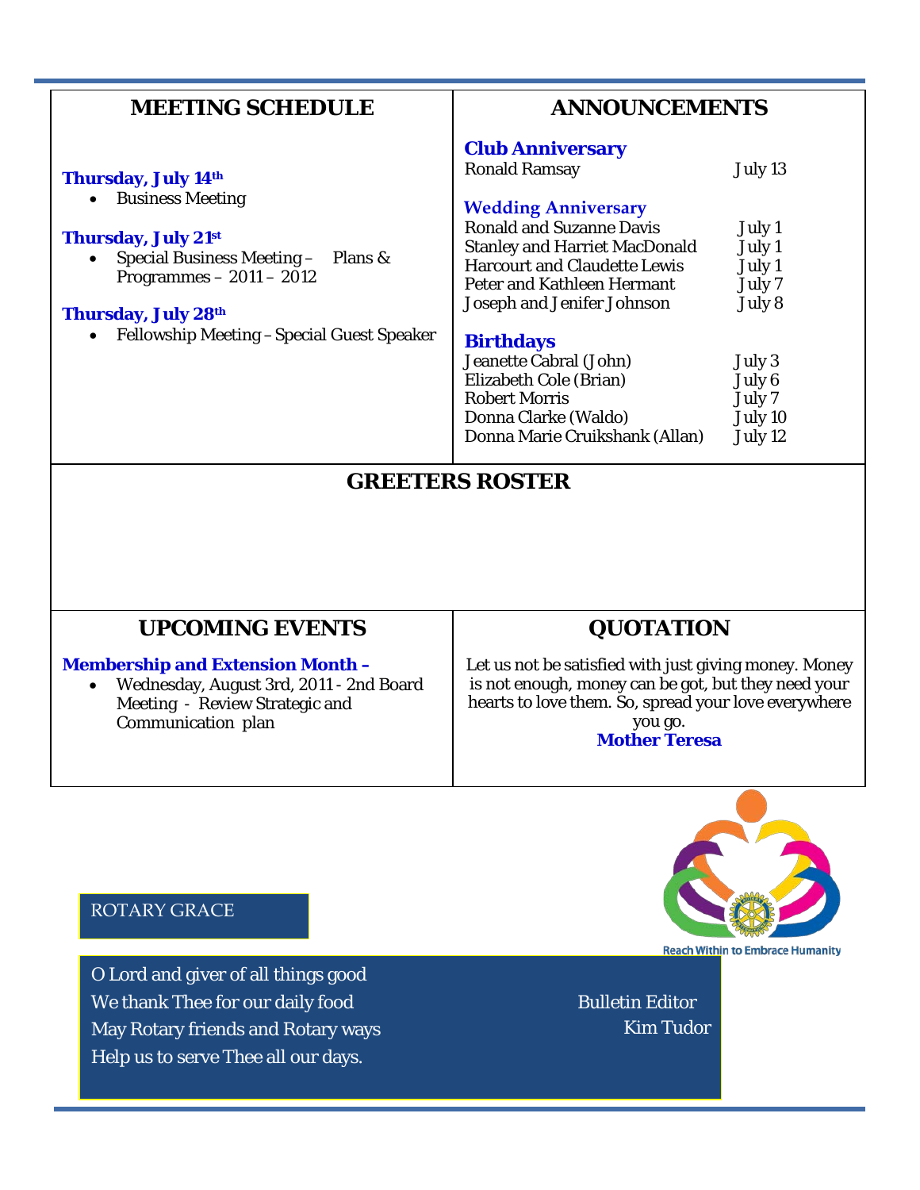## MEETING SCHEDULE

**Thursday, July 14th**

- Business Meeting

**Thursday, July 21st**

- Special Business Meeting – Plans & Programmes – 2011 – 2012

**Thursday, July 28th**

- Fellowship Meeting – Special Guest Speaker

## ANNOUNCEMENTS

**Club Anniversary**

| | |
|---|---|
| Ronald Ramsay | July 13 |

**Wedding Anniversary**

| | |
|---|---|
| Ronald and Suzanne Davis | July 1 |
| Stanley and Harriet MacDonald | July 1 |
| Harcourt and Claudette Lewis | July 1 |
| Peter and Kathleen Hermant | July 7 |
| Joseph and Jenifer Johnson | July 8 |

**Birthdays**

| | |
|---|---|
| Jeanette Cabral (John) | July 3 |
| Elizabeth Cole (Brian) | July 6 |
| Robert Morris | July 7 |
| Donna Clarke (Waldo) | July 10 |
| Donna Marie Cruikshank (Allan) | July 12 |

## GREETERS ROSTER

## UPCOMING EVENTS

**Membership and Extension Month –**

- Wednesday, August 3rd, 2011 - 2nd Board Meeting - Review Strategic and Communication plan

## QUOTATION

Let us not be satisfied with just giving money. Money is not enough, money can be got, but they need your hearts to love them. So, spread your love everywhere you go.

**Mother Teresa**

Reach Within to Embrace Humanity

ROTARY GRACE

O Lord and giver of all things good
We thank Thee for our daily food
May Rotary friends and Rotary ways
Help us to serve Thee all our days.

Bulletin Editor
Kim Tudor